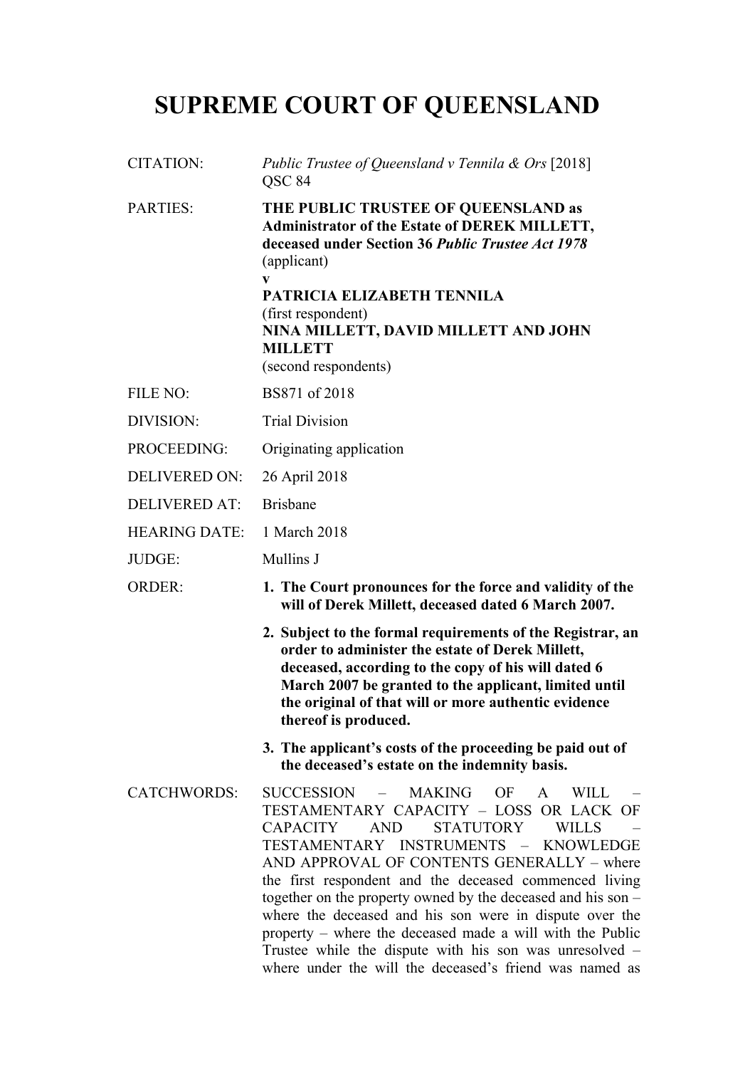# SUPREME COURT OF QUEENSLAND

| | |
|---|---|
| CITATION: | *Public Trustee of Queensland v Tennila & Ors* [2018] QSC 84 |
| PARTIES: | **THE PUBLIC TRUSTEE OF QUEENSLAND as Administrator of the Estate of DEREK MILLETT, deceased under Section 36 *Public Trustee Act 1978*** (applicant) **v** **PATRICIA ELIZABETH TENNILA** (first respondent) **NINA MILLETT, DAVID MILLETT AND JOHN MILLETT** (second respondents) |
| FILE NO: | BS871 of 2018 |
| DIVISION: | Trial Division |
| PROCEEDING: | Originating application |
| DELIVERED ON: | 26 April 2018 |
| DELIVERED AT: | Brisbane |
| HEARING DATE: | 1 March 2018 |
| JUDGE: | Mullins J |
| ORDER: | **1. The Court pronounces for the force and validity of the will of Derek Millett, deceased dated 6 March 2007.** **2. Subject to the formal requirements of the Registrar, an order to administer the estate of Derek Millett, deceased, according to the copy of his will dated 6 March 2007 be granted to the applicant, limited until the original of that will or more authentic evidence thereof is produced.** **3. The applicant's costs of the proceeding be paid out of the deceased's estate on the indemnity basis.** |
| CATCHWORDS: | SUCCESSION – MAKING OF A WILL – TESTAMENTARY CAPACITY – LOSS OR LACK OF CAPACITY AND STATUTORY WILLS – TESTAMENTARY INSTRUMENTS – KNOWLEDGE AND APPROVAL OF CONTENTS GENERALLY – where the first respondent and the deceased commenced living together on the property owned by the deceased and his son – where the deceased and his son were in dispute over the property – where the deceased made a will with the Public Trustee while the dispute with his son was unresolved – where under the will the deceased's friend was named as |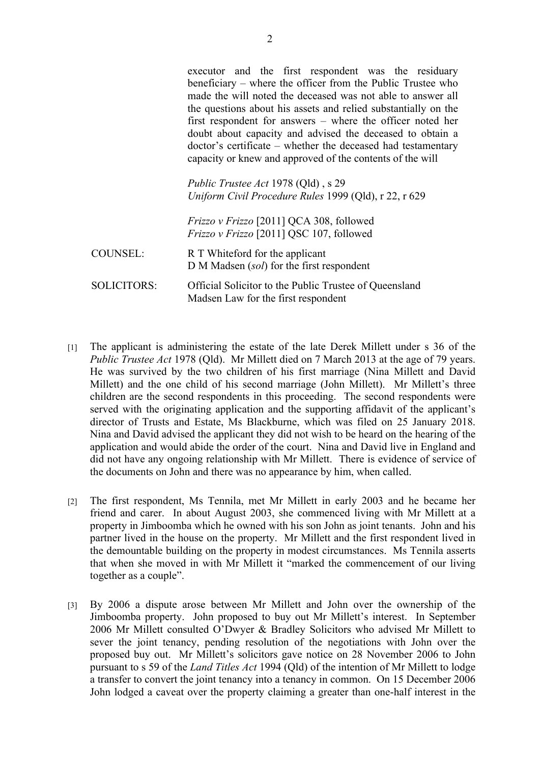executor and the first respondent was the residuary beneficiary – where the officer from the Public Trustee who made the will noted the deceased was not able to answer all the questions about his assets and relied substantially on the first respondent for answers – where the officer noted her doubt about capacity and advised the deceased to obtain a doctor's certificate – whether the deceased had testamentary capacity or knew and approved of the contents of the will

*Public Trustee Act* 1978 (Qld) , s 29
*Uniform Civil Procedure Rules* 1999 (Qld), r 22, r 629

*Frizzo v Frizzo* [2011] QCA 308, followed
*Frizzo v Frizzo* [2011] QSC 107, followed

| | |
|---|---|
| COUNSEL: | R T Whiteford for the applicant<br>D M Madsen (*sol*) for the first respondent |
| SOLICITORS: | Official Solicitor to the Public Trustee of Queensland<br>Madsen Law for the first respondent |

[1] The applicant is administering the estate of the late Derek Millett under s 36 of the *Public Trustee Act* 1978 (Qld). Mr Millett died on 7 March 2013 at the age of 79 years. He was survived by the two children of his first marriage (Nina Millett and David Millett) and the one child of his second marriage (John Millett). Mr Millett's three children are the second respondents in this proceeding. The second respondents were served with the originating application and the supporting affidavit of the applicant's director of Trusts and Estate, Ms Blackburne, which was filed on 25 January 2018. Nina and David advised the applicant they did not wish to be heard on the hearing of the application and would abide the order of the court. Nina and David live in England and did not have any ongoing relationship with Mr Millett. There is evidence of service of the documents on John and there was no appearance by him, when called.

[2] The first respondent, Ms Tennila, met Mr Millett in early 2003 and he became her friend and carer. In about August 2003, she commenced living with Mr Millett at a property in Jimboomba which he owned with his son John as joint tenants. John and his partner lived in the house on the property. Mr Millett and the first respondent lived in the demountable building on the property in modest circumstances. Ms Tennila asserts that when she moved in with Mr Millett it "marked the commencement of our living together as a couple".

[3] By 2006 a dispute arose between Mr Millett and John over the ownership of the Jimboomba property. John proposed to buy out Mr Millett's interest. In September 2006 Mr Millett consulted O'Dwyer & Bradley Solicitors who advised Mr Millett to sever the joint tenancy, pending resolution of the negotiations with John over the proposed buy out. Mr Millett's solicitors gave notice on 28 November 2006 to John pursuant to s 59 of the *Land Titles Act* 1994 (Qld) of the intention of Mr Millett to lodge a transfer to convert the joint tenancy into a tenancy in common. On 15 December 2006 John lodged a caveat over the property claiming a greater than one-half interest in the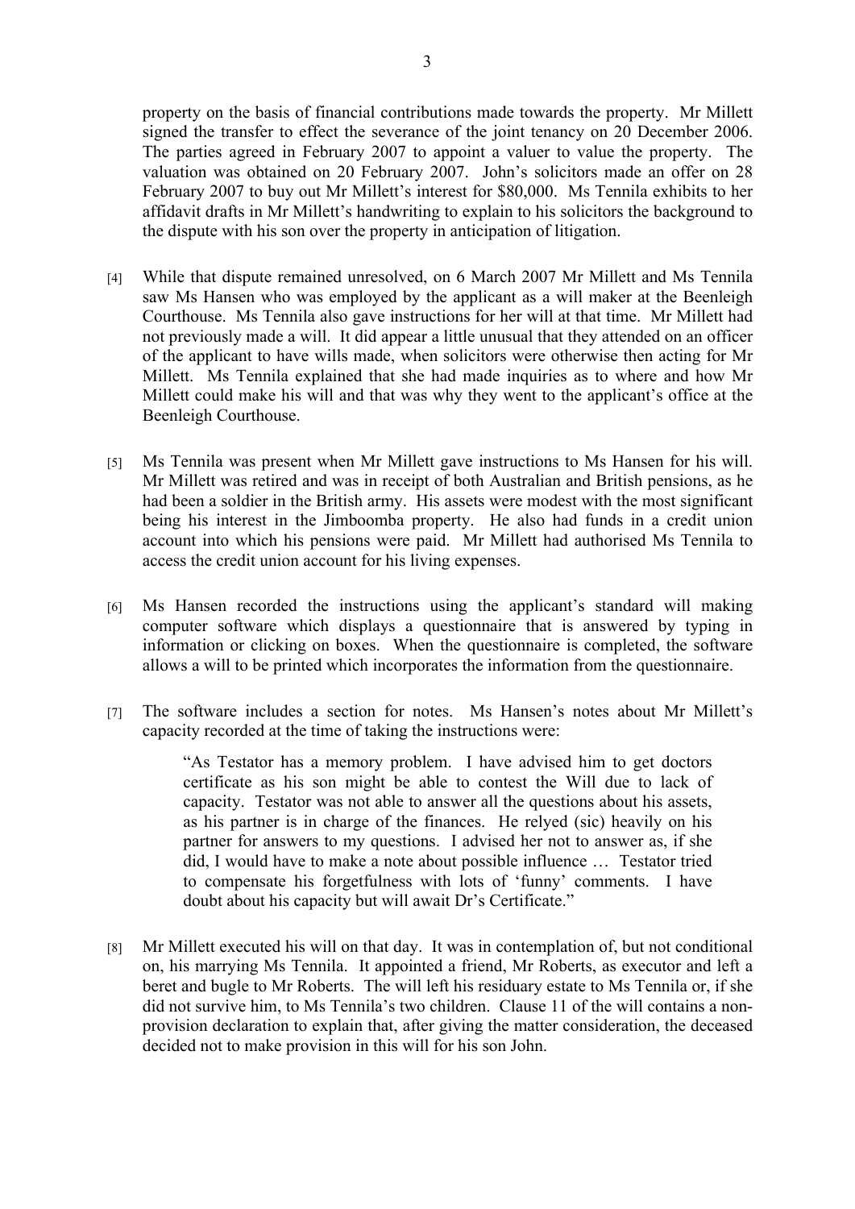property on the basis of financial contributions made towards the property. Mr Millett signed the transfer to effect the severance of the joint tenancy on 20 December 2006. The parties agreed in February 2007 to appoint a valuer to value the property. The valuation was obtained on 20 February 2007. John's solicitors made an offer on 28 February 2007 to buy out Mr Millett's interest for $80,000. Ms Tennila exhibits to her affidavit drafts in Mr Millett's handwriting to explain to his solicitors the background to the dispute with his son over the property in anticipation of litigation.

[4] While that dispute remained unresolved, on 6 March 2007 Mr Millett and Ms Tennila saw Ms Hansen who was employed by the applicant as a will maker at the Beenleigh Courthouse. Ms Tennila also gave instructions for her will at that time. Mr Millett had not previously made a will. It did appear a little unusual that they attended on an officer of the applicant to have wills made, when solicitors were otherwise then acting for Mr Millett. Ms Tennila explained that she had made inquiries as to where and how Mr Millett could make his will and that was why they went to the applicant's office at the Beenleigh Courthouse.

[5] Ms Tennila was present when Mr Millett gave instructions to Ms Hansen for his will. Mr Millett was retired and was in receipt of both Australian and British pensions, as he had been a soldier in the British army. His assets were modest with the most significant being his interest in the Jimboomba property. He also had funds in a credit union account into which his pensions were paid. Mr Millett had authorised Ms Tennila to access the credit union account for his living expenses.

[6] Ms Hansen recorded the instructions using the applicant's standard will making computer software which displays a questionnaire that is answered by typing in information or clicking on boxes. When the questionnaire is completed, the software allows a will to be printed which incorporates the information from the questionnaire.

[7] The software includes a section for notes. Ms Hansen's notes about Mr Millett's capacity recorded at the time of taking the instructions were:

> "As Testator has a memory problem. I have advised him to get doctors certificate as his son might be able to contest the Will due to lack of capacity. Testator was not able to answer all the questions about his assets, as his partner is in charge of the finances. He relyed (sic) heavily on his partner for answers to my questions. I advised her not to answer as, if she did, I would have to make a note about possible influence … Testator tried to compensate his forgetfulness with lots of 'funny' comments. I have doubt about his capacity but will await Dr's Certificate."

[8] Mr Millett executed his will on that day. It was in contemplation of, but not conditional on, his marrying Ms Tennila. It appointed a friend, Mr Roberts, as executor and left a beret and bugle to Mr Roberts. The will left his residuary estate to Ms Tennila or, if she did not survive him, to Ms Tennila's two children. Clause 11 of the will contains a non-provision declaration to explain that, after giving the matter consideration, the deceased decided not to make provision in this will for his son John.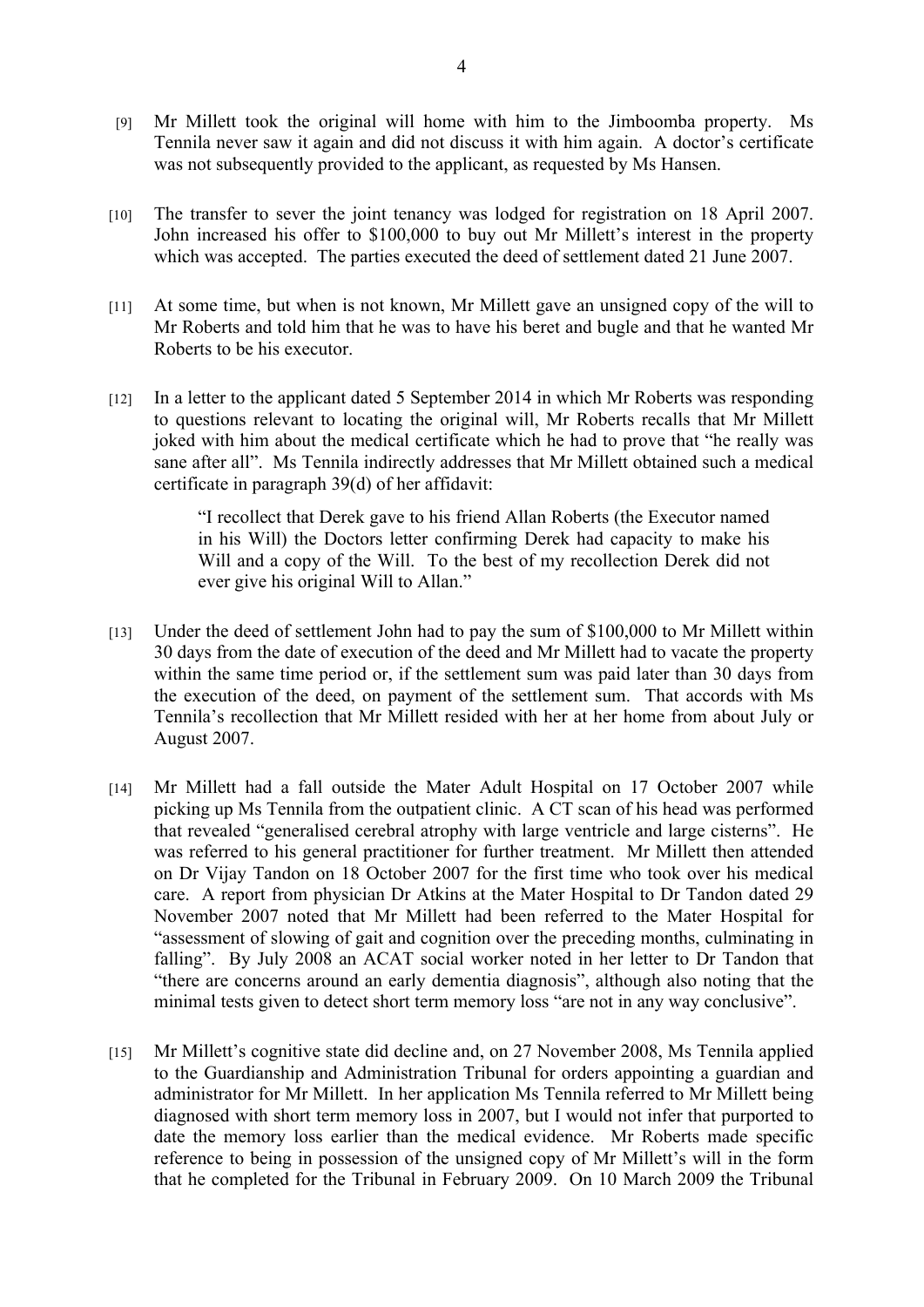[9] Mr Millett took the original will home with him to the Jimboomba property. Ms Tennila never saw it again and did not discuss it with him again. A doctor's certificate was not subsequently provided to the applicant, as requested by Ms Hansen.

[10] The transfer to sever the joint tenancy was lodged for registration on 18 April 2007. John increased his offer to $100,000 to buy out Mr Millett's interest in the property which was accepted. The parties executed the deed of settlement dated 21 June 2007.

[11] At some time, but when is not known, Mr Millett gave an unsigned copy of the will to Mr Roberts and told him that he was to have his beret and bugle and that he wanted Mr Roberts to be his executor.

[12] In a letter to the applicant dated 5 September 2014 in which Mr Roberts was responding to questions relevant to locating the original will, Mr Roberts recalls that Mr Millett joked with him about the medical certificate which he had to prove that "he really was sane after all". Ms Tennila indirectly addresses that Mr Millett obtained such a medical certificate in paragraph 39(d) of her affidavit:

> "I recollect that Derek gave to his friend Allan Roberts (the Executor named in his Will) the Doctors letter confirming Derek had capacity to make his Will and a copy of the Will. To the best of my recollection Derek did not ever give his original Will to Allan."

[13] Under the deed of settlement John had to pay the sum of $100,000 to Mr Millett within 30 days from the date of execution of the deed and Mr Millett had to vacate the property within the same time period or, if the settlement sum was paid later than 30 days from the execution of the deed, on payment of the settlement sum. That accords with Ms Tennila's recollection that Mr Millett resided with her at her home from about July or August 2007.

[14] Mr Millett had a fall outside the Mater Adult Hospital on 17 October 2007 while picking up Ms Tennila from the outpatient clinic. A CT scan of his head was performed that revealed "generalised cerebral atrophy with large ventricle and large cisterns". He was referred to his general practitioner for further treatment. Mr Millett then attended on Dr Vijay Tandon on 18 October 2007 for the first time who took over his medical care. A report from physician Dr Atkins at the Mater Hospital to Dr Tandon dated 29 November 2007 noted that Mr Millett had been referred to the Mater Hospital for "assessment of slowing of gait and cognition over the preceding months, culminating in falling". By July 2008 an ACAT social worker noted in her letter to Dr Tandon that "there are concerns around an early dementia diagnosis", although also noting that the minimal tests given to detect short term memory loss "are not in any way conclusive".

[15] Mr Millett's cognitive state did decline and, on 27 November 2008, Ms Tennila applied to the Guardianship and Administration Tribunal for orders appointing a guardian and administrator for Mr Millett. In her application Ms Tennila referred to Mr Millett being diagnosed with short term memory loss in 2007, but I would not infer that purported to date the memory loss earlier than the medical evidence. Mr Roberts made specific reference to being in possession of the unsigned copy of Mr Millett's will in the form that he completed for the Tribunal in February 2009. On 10 March 2009 the Tribunal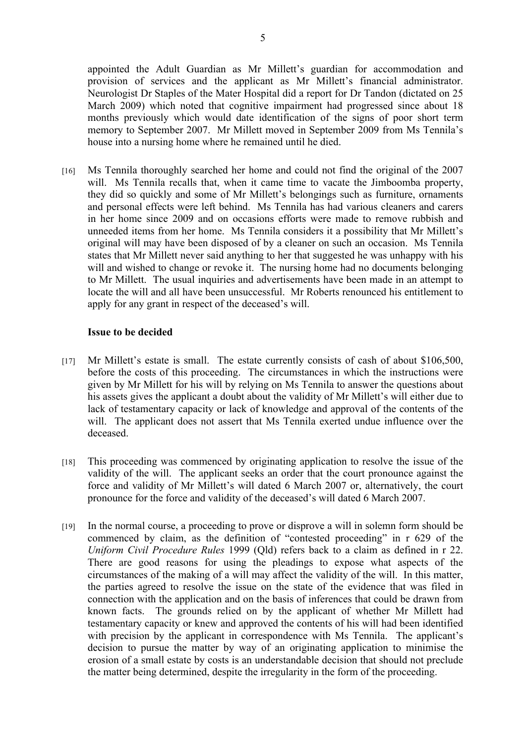appointed the Adult Guardian as Mr Millett's guardian for accommodation and provision of services and the applicant as Mr Millett's financial administrator. Neurologist Dr Staples of the Mater Hospital did a report for Dr Tandon (dictated on 25 March 2009) which noted that cognitive impairment had progressed since about 18 months previously which would date identification of the signs of poor short term memory to September 2007. Mr Millett moved in September 2009 from Ms Tennila's house into a nursing home where he remained until he died.

[16] Ms Tennila thoroughly searched her home and could not find the original of the 2007 will. Ms Tennila recalls that, when it came time to vacate the Jimboomba property, they did so quickly and some of Mr Millett's belongings such as furniture, ornaments and personal effects were left behind. Ms Tennila has had various cleaners and carers in her home since 2009 and on occasions efforts were made to remove rubbish and unneeded items from her home. Ms Tennila considers it a possibility that Mr Millett's original will may have been disposed of by a cleaner on such an occasion. Ms Tennila states that Mr Millett never said anything to her that suggested he was unhappy with his will and wished to change or revoke it. The nursing home had no documents belonging to Mr Millett. The usual inquiries and advertisements have been made in an attempt to locate the will and all have been unsuccessful. Mr Roberts renounced his entitlement to apply for any grant in respect of the deceased's will.

### Issue to be decided

[17] Mr Millett's estate is small. The estate currently consists of cash of about $106,500, before the costs of this proceeding. The circumstances in which the instructions were given by Mr Millett for his will by relying on Ms Tennila to answer the questions about his assets gives the applicant a doubt about the validity of Mr Millett's will either due to lack of testamentary capacity or lack of knowledge and approval of the contents of the will. The applicant does not assert that Ms Tennila exerted undue influence over the deceased.

[18] This proceeding was commenced by originating application to resolve the issue of the validity of the will. The applicant seeks an order that the court pronounce against the force and validity of Mr Millett's will dated 6 March 2007 or, alternatively, the court pronounce for the force and validity of the deceased's will dated 6 March 2007.

[19] In the normal course, a proceeding to prove or disprove a will in solemn form should be commenced by claim, as the definition of "contested proceeding" in r 629 of the *Uniform Civil Procedure Rules* 1999 (Qld) refers back to a claim as defined in r 22. There are good reasons for using the pleadings to expose what aspects of the circumstances of the making of a will may affect the validity of the will. In this matter, the parties agreed to resolve the issue on the state of the evidence that was filed in connection with the application and on the basis of inferences that could be drawn from known facts. The grounds relied on by the applicant of whether Mr Millett had testamentary capacity or knew and approved the contents of his will had been identified with precision by the applicant in correspondence with Ms Tennila. The applicant's decision to pursue the matter by way of an originating application to minimise the erosion of a small estate by costs is an understandable decision that should not preclude the matter being determined, despite the irregularity in the form of the proceeding.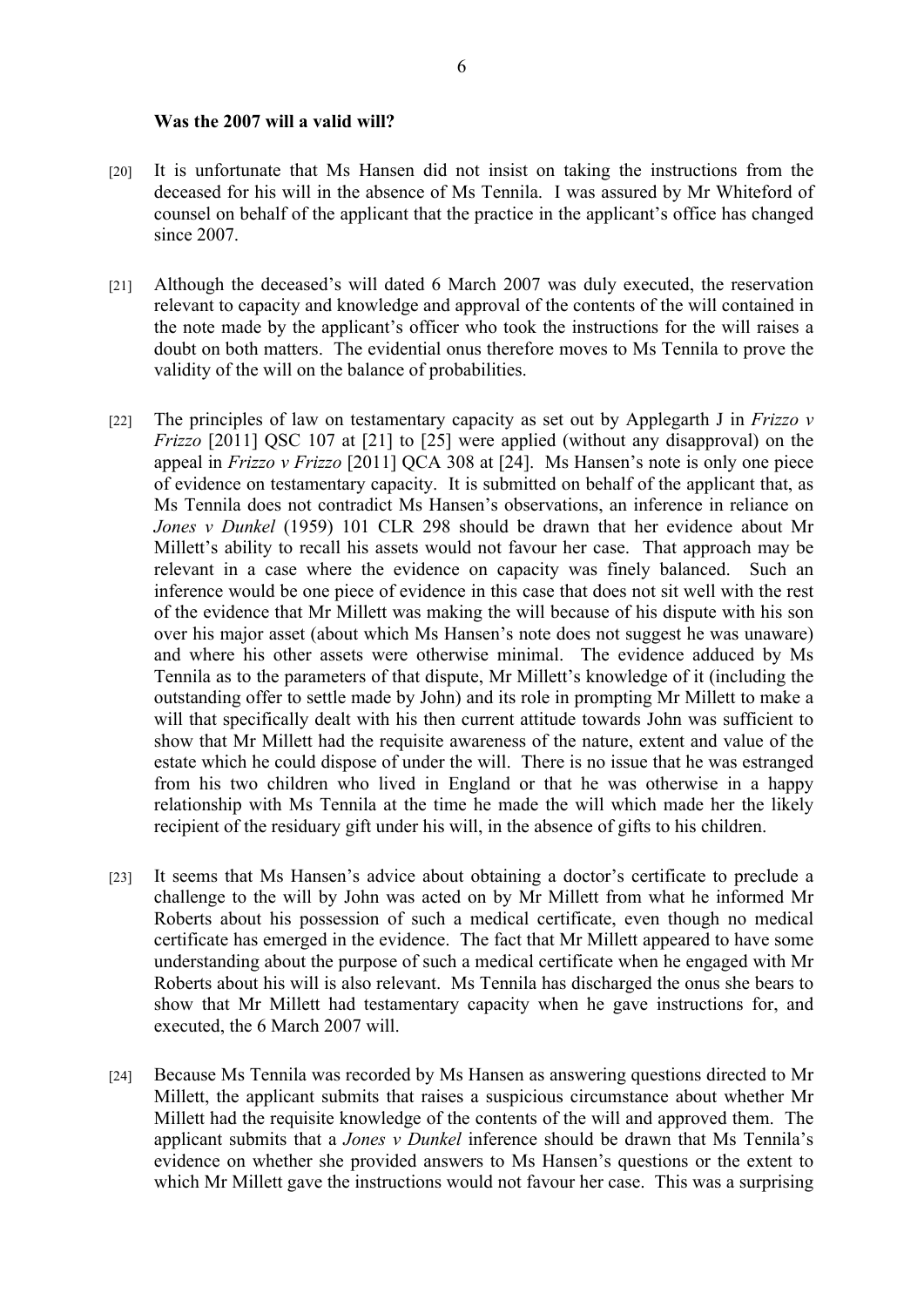**Was the 2007 will a valid will?**

[20] It is unfortunate that Ms Hansen did not insist on taking the instructions from the deceased for his will in the absence of Ms Tennila. I was assured by Mr Whiteford of counsel on behalf of the applicant that the practice in the applicant's office has changed since 2007.

[21] Although the deceased's will dated 6 March 2007 was duly executed, the reservation relevant to capacity and knowledge and approval of the contents of the will contained in the note made by the applicant's officer who took the instructions for the will raises a doubt on both matters. The evidential onus therefore moves to Ms Tennila to prove the validity of the will on the balance of probabilities.

[22] The principles of law on testamentary capacity as set out by Applegarth J in *Frizzo v Frizzo* [2011] QSC 107 at [21] to [25] were applied (without any disapproval) on the appeal in *Frizzo v Frizzo* [2011] QCA 308 at [24]. Ms Hansen's note is only one piece of evidence on testamentary capacity. It is submitted on behalf of the applicant that, as Ms Tennila does not contradict Ms Hansen's observations, an inference in reliance on *Jones v Dunkel* (1959) 101 CLR 298 should be drawn that her evidence about Mr Millett's ability to recall his assets would not favour her case. That approach may be relevant in a case where the evidence on capacity was finely balanced. Such an inference would be one piece of evidence in this case that does not sit well with the rest of the evidence that Mr Millett was making the will because of his dispute with his son over his major asset (about which Ms Hansen's note does not suggest he was unaware) and where his other assets were otherwise minimal. The evidence adduced by Ms Tennila as to the parameters of that dispute, Mr Millett's knowledge of it (including the outstanding offer to settle made by John) and its role in prompting Mr Millett to make a will that specifically dealt with his then current attitude towards John was sufficient to show that Mr Millett had the requisite awareness of the nature, extent and value of the estate which he could dispose of under the will. There is no issue that he was estranged from his two children who lived in England or that he was otherwise in a happy relationship with Ms Tennila at the time he made the will which made her the likely recipient of the residuary gift under his will, in the absence of gifts to his children.

[23] It seems that Ms Hansen's advice about obtaining a doctor's certificate to preclude a challenge to the will by John was acted on by Mr Millett from what he informed Mr Roberts about his possession of such a medical certificate, even though no medical certificate has emerged in the evidence. The fact that Mr Millett appeared to have some understanding about the purpose of such a medical certificate when he engaged with Mr Roberts about his will is also relevant. Ms Tennila has discharged the onus she bears to show that Mr Millett had testamentary capacity when he gave instructions for, and executed, the 6 March 2007 will.

[24] Because Ms Tennila was recorded by Ms Hansen as answering questions directed to Mr Millett, the applicant submits that raises a suspicious circumstance about whether Mr Millett had the requisite knowledge of the contents of the will and approved them. The applicant submits that a *Jones v Dunkel* inference should be drawn that Ms Tennila's evidence on whether she provided answers to Ms Hansen's questions or the extent to which Mr Millett gave the instructions would not favour her case. This was a surprising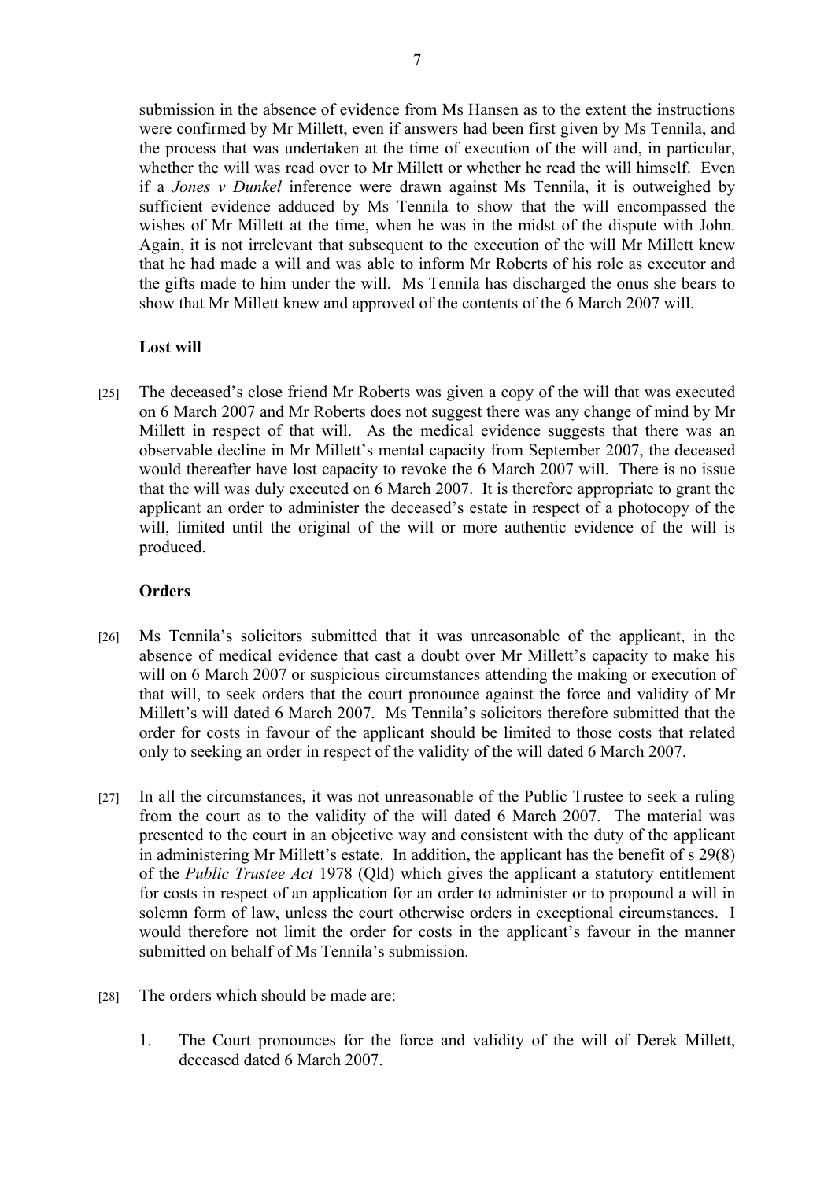submission in the absence of evidence from Ms Hansen as to the extent the instructions were confirmed by Mr Millett, even if answers had been first given by Ms Tennila, and the process that was undertaken at the time of execution of the will and, in particular, whether the will was read over to Mr Millett or whether he read the will himself. Even if a *Jones v Dunkel* inference were drawn against Ms Tennila, it is outweighed by sufficient evidence adduced by Ms Tennila to show that the will encompassed the wishes of Mr Millett at the time, when he was in the midst of the dispute with John. Again, it is not irrelevant that subsequent to the execution of the will Mr Millett knew that he had made a will and was able to inform Mr Roberts of his role as executor and the gifts made to him under the will. Ms Tennila has discharged the onus she bears to show that Mr Millett knew and approved of the contents of the 6 March 2007 will.

**Lost will**

[25] The deceased's close friend Mr Roberts was given a copy of the will that was executed on 6 March 2007 and Mr Roberts does not suggest there was any change of mind by Mr Millett in respect of that will. As the medical evidence suggests that there was an observable decline in Mr Millett's mental capacity from September 2007, the deceased would thereafter have lost capacity to revoke the 6 March 2007 will. There is no issue that the will was duly executed on 6 March 2007. It is therefore appropriate to grant the applicant an order to administer the deceased's estate in respect of a photocopy of the will, limited until the original of the will or more authentic evidence of the will is produced.

**Orders**

[26] Ms Tennila's solicitors submitted that it was unreasonable of the applicant, in the absence of medical evidence that cast a doubt over Mr Millett's capacity to make his will on 6 March 2007 or suspicious circumstances attending the making or execution of that will, to seek orders that the court pronounce against the force and validity of Mr Millett's will dated 6 March 2007. Ms Tennila's solicitors therefore submitted that the order for costs in favour of the applicant should be limited to those costs that related only to seeking an order in respect of the validity of the will dated 6 March 2007.

[27] In all the circumstances, it was not unreasonable of the Public Trustee to seek a ruling from the court as to the validity of the will dated 6 March 2007. The material was presented to the court in an objective way and consistent with the duty of the applicant in administering Mr Millett's estate. In addition, the applicant has the benefit of s 29(8) of the *Public Trustee Act* 1978 (Qld) which gives the applicant a statutory entitlement for costs in respect of an application for an order to administer or to propound a will in solemn form of law, unless the court otherwise orders in exceptional circumstances. I would therefore not limit the order for costs in the applicant's favour in the manner submitted on behalf of Ms Tennila's submission.

[28] The orders which should be made are:

1. The Court pronounces for the force and validity of the will of Derek Millett, deceased dated 6 March 2007.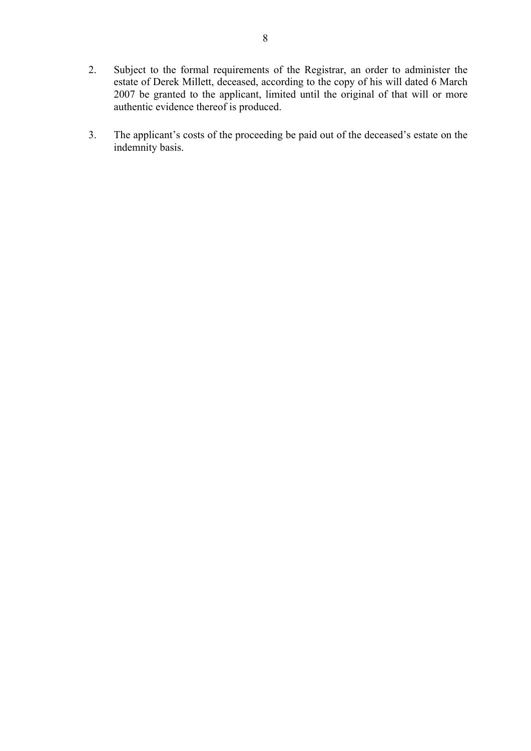2. Subject to the formal requirements of the Registrar, an order to administer the estate of Derek Millett, deceased, according to the copy of his will dated 6 March 2007 be granted to the applicant, limited until the original of that will or more authentic evidence thereof is produced.

3. The applicant's costs of the proceeding be paid out of the deceased's estate on the indemnity basis.